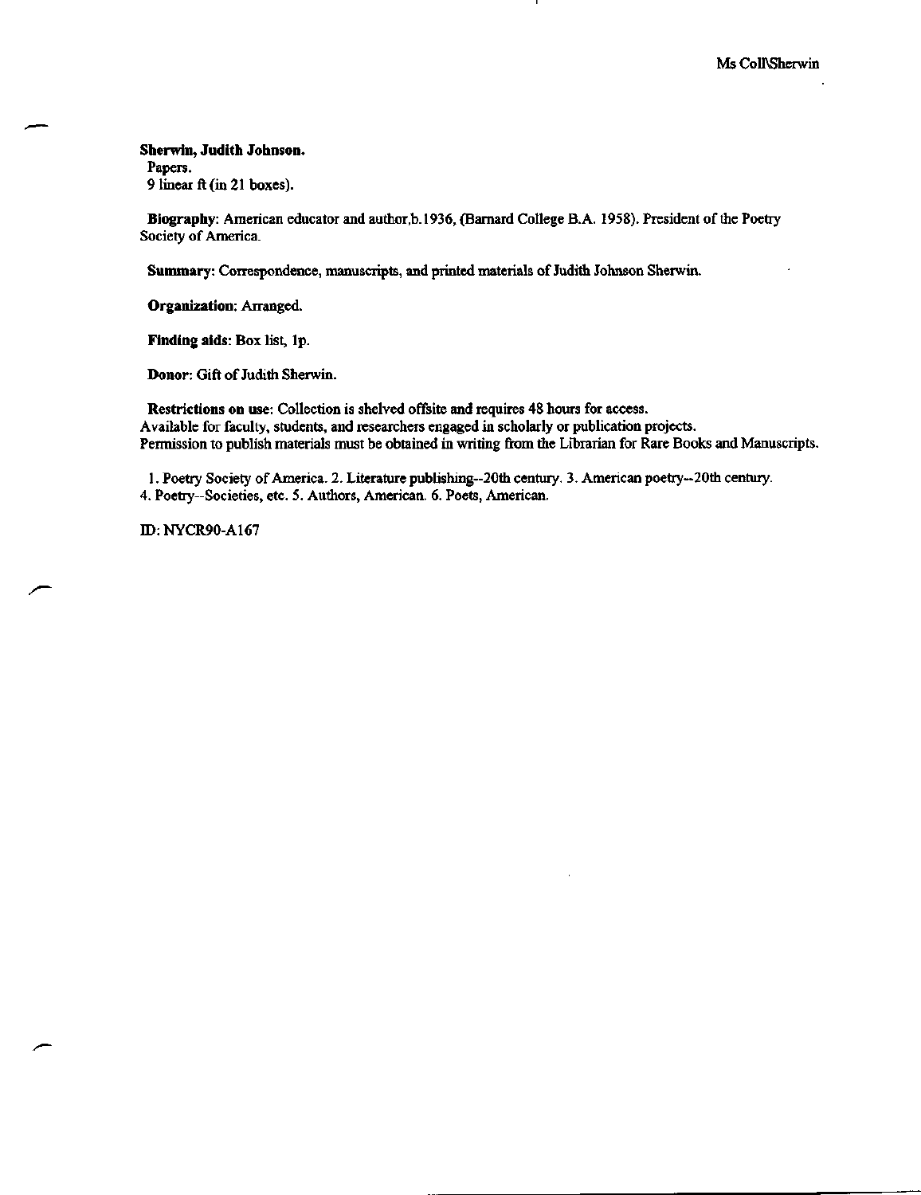**Sherwin, Judith Johnson.**
Papers.
9 linear ft (in 21 boxes).

**Biography**: American educator and author,b.1936, (Barnard College B.A. 1958). President of the Poetry Society of America.

**Summary**: Correspondence, manuscripts, and printed materials of Judith Johnson Sherwin.

**Organization**: Arranged.

**Finding aids**: Box list, 1p.

**Donor**: Gift of Judith Sherwin.

**Restrictions on use**: Collection is shelved offsite and requires 48 hours for access.
Available for faculty, students, and researchers engaged in scholarly or publication projects.
Permission to publish materials must be obtained in writing from the Librarian for Rare Books and Manuscripts.

1. Poetry Society of America. 2. Literature publishing--20th century. 3. American poetry--20th century.
4. Poetry--Societies, etc. 5. Authors, American. 6. Poets, American.

ID: NYCR90-A167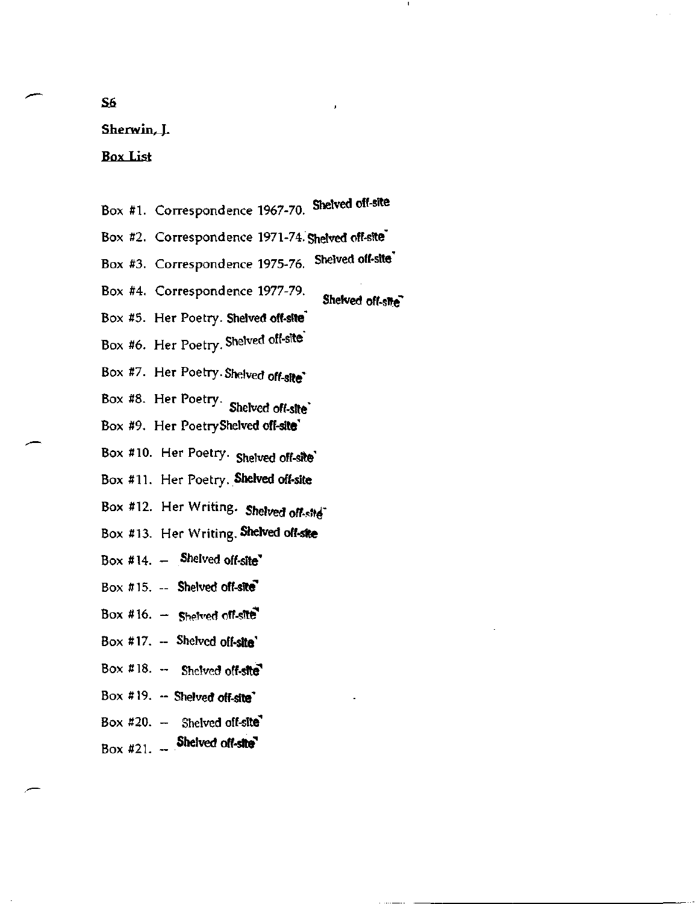S6

Sherwin, J.

Box List

Box #1. Correspondence 1967-70. Shelved off-site

Box #2. Correspondence 1971-74. Shelved off-site

Box #3. Correspondence 1975-76. Shelved off-site

Box #4. Correspondence 1977-79. Shelved off-site

Box #5. Her Poetry. Shelved off-site

Box #6. Her Poetry. Shelved off-site

Box #7. Her Poetry. Shelved off-site

Box #8. Her Poetry. Shelved off-site

Box #9. Her Poetry Shelved off-site

Box #10. Her Poetry. Shelved off-site

Box #11. Her Poetry. Shelved off-site

Box #12. Her Writing. Shelved off-site

Box #13. Her Writing. Shelved off-site

Box #14. -- Shelved off-site

Box #15. -- Shelved off-site

Box #16. -- Shelved off-site

Box #17. -- Shelved off-site

Box #18. -- Shelved off-site

Box #19. -- Shelved off-site

Box #20. -- Shelved off-site

Box #21. -- Shelved off-site